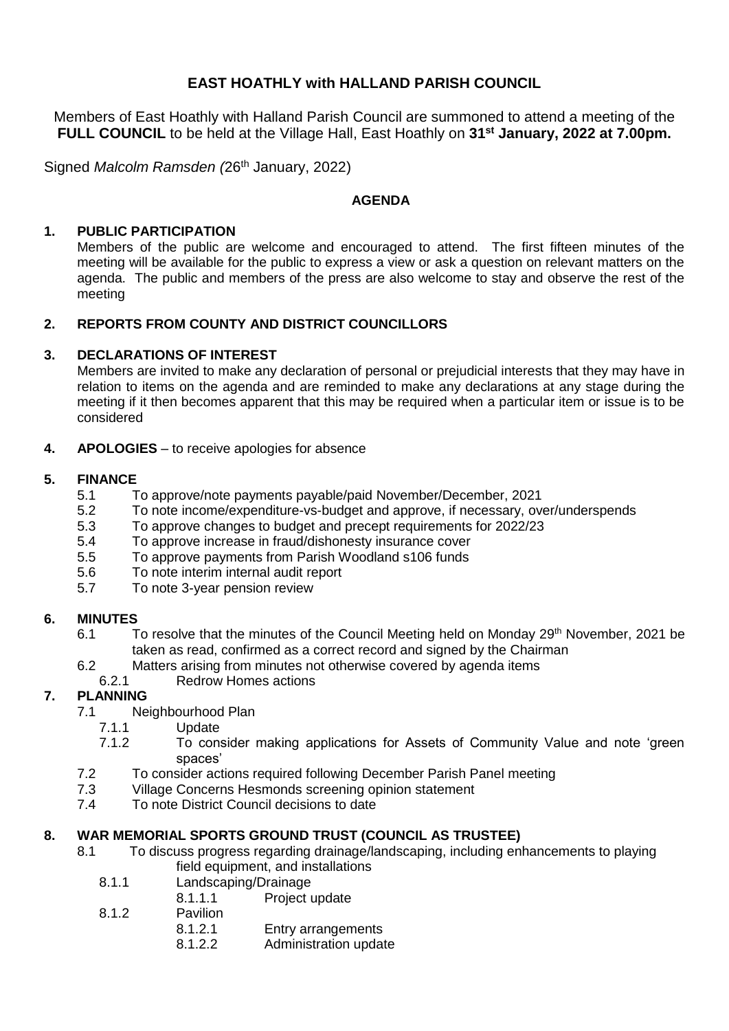# EAST HOATHLY with HALLAND PARISH COUNCIL

Members of East Hoathly with Halland Parish Council are summoned to attend a meeting of the **FULL COUNCIL** to be held at the Village Hall, East Hoathly on **31st January, 2022 at 7.00pm.**

Signed *Malcolm Ramsden (*26th January, 2022)

## AGENDA

**1. PUBLIC PARTICIPATION**

Members of the public are welcome and encouraged to attend. The first fifteen minutes of the meeting will be available for the public to express a view or ask a question on relevant matters on the agenda. The public and members of the press are also welcome to stay and observe the rest of the meeting

**2. REPORTS FROM COUNTY AND DISTRICT COUNCILLORS**

**3. DECLARATIONS OF INTEREST**

Members are invited to make any declaration of personal or prejudicial interests that they may have in relation to items on the agenda and are reminded to make any declarations at any stage during the meeting if it then becomes apparent that this may be required when a particular item or issue is to be considered

**4. APOLOGIES** – to receive apologies for absence

**5. FINANCE**

- 5.1 To approve/note payments payable/paid November/December, 2021
- 5.2 To note income/expenditure-vs-budget and approve, if necessary, over/underspends
- 5.3 To approve changes to budget and precept requirements for 2022/23
- 5.4 To approve increase in fraud/dishonesty insurance cover
- 5.5 To approve payments from Parish Woodland s106 funds
- 5.6 To note interim internal audit report
- 5.7 To note 3-year pension review

**6. MINUTES**

- 6.1 To resolve that the minutes of the Council Meeting held on Monday 29th November, 2021 be taken as read, confirmed as a correct record and signed by the Chairman
- 6.2 Matters arising from minutes not otherwise covered by agenda items
  - 6.2.1 Redrow Homes actions

**7. PLANNING**

- 7.1 Neighbourhood Plan
  - 7.1.1 Update
  - 7.1.2 To consider making applications for Assets of Community Value and note 'green spaces'
- 7.2 To consider actions required following December Parish Panel meeting
- 7.3 Village Concerns Hesmonds screening opinion statement
- 7.4 To note District Council decisions to date

**8. WAR MEMORIAL SPORTS GROUND TRUST (COUNCIL AS TRUSTEE)**

- 8.1 To discuss progress regarding drainage/landscaping, including enhancements to playing field equipment, and installations
  - 8.1.1 Landscaping/Drainage
    - 8.1.1.1 Project update
  - 8.1.2 Pavilion
    - 8.1.2.1 Entry arrangements
    - 8.1.2.2 Administration update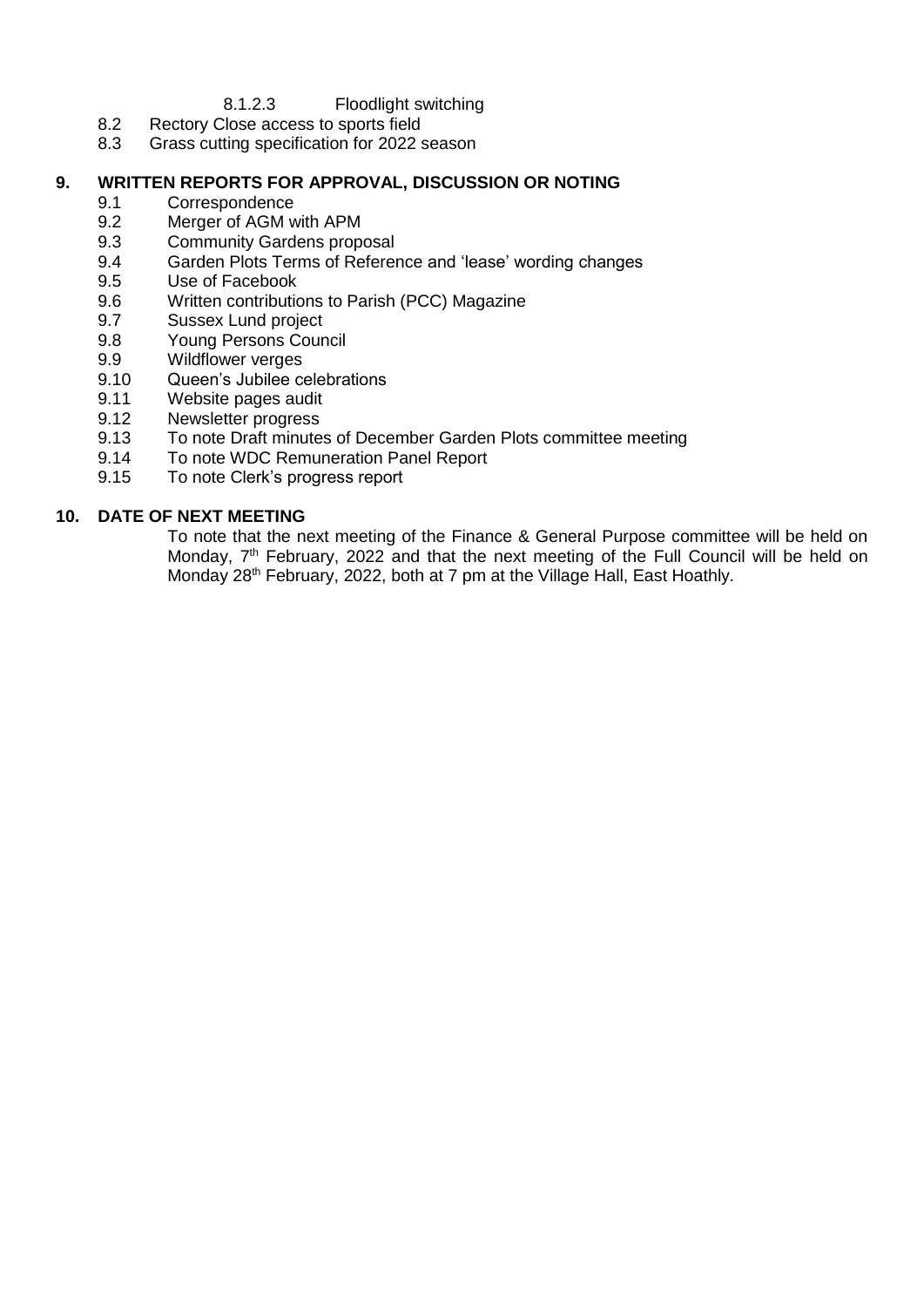8.1.2.3 Floodlight switching

8.2 Rectory Close access to sports field

8.3 Grass cutting specification for 2022 season

## 9. WRITTEN REPORTS FOR APPROVAL, DISCUSSION OR NOTING

9.1 Correspondence

9.2 Merger of AGM with APM

9.3 Community Gardens proposal

9.4 Garden Plots Terms of Reference and 'lease' wording changes

9.5 Use of Facebook

9.6 Written contributions to Parish (PCC) Magazine

9.7 Sussex Lund project

9.8 Young Persons Council

9.9 Wildflower verges

9.10 Queen's Jubilee celebrations

9.11 Website pages audit

9.12 Newsletter progress

9.13 To note Draft minutes of December Garden Plots committee meeting

9.14 To note WDC Remuneration Panel Report

9.15 To note Clerk's progress report

## 10. DATE OF NEXT MEETING

To note that the next meeting of the Finance & General Purpose committee will be held on Monday, 7th February, 2022 and that the next meeting of the Full Council will be held on Monday 28th February, 2022, both at 7 pm at the Village Hall, East Hoathly.